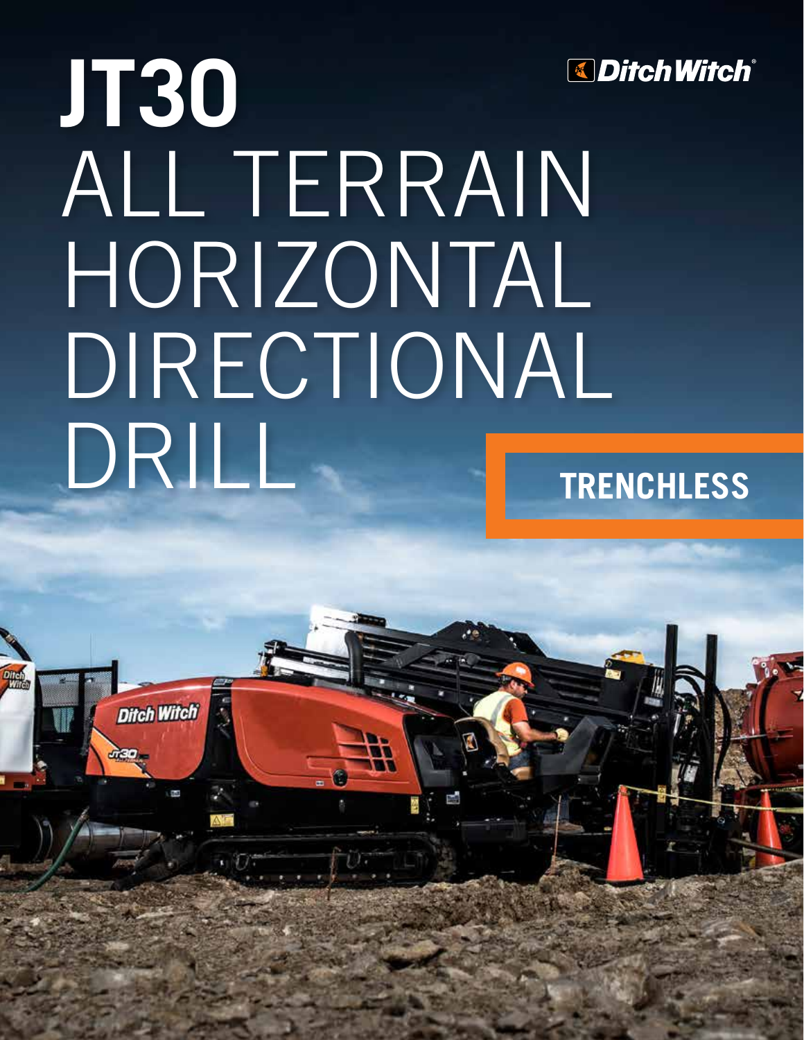# JT30

# ALL TERRAIN HORIZONTAL DIRECTIONAL DRILL

Ditch Witch

**TRENCHLESS**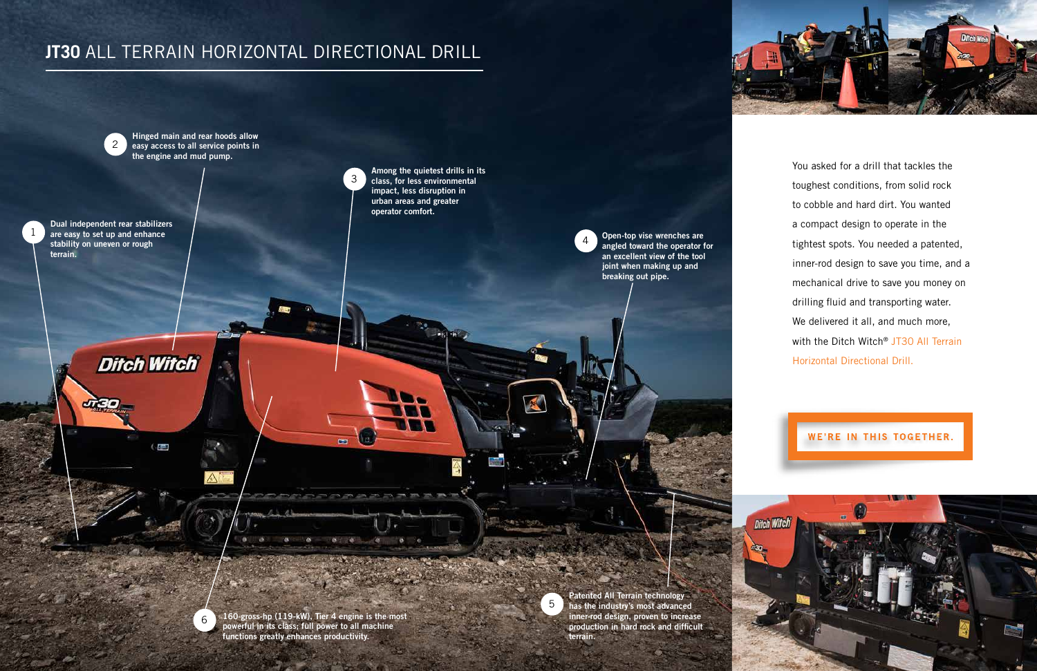# **JT30** ALL TERRAIN HORIZONTAL DIRECTIONAL DRILL

1. Dual independent rear stabilizers are easy to set up and enhance stability on uneven or rough terrain.
2. Hinged main and rear hoods allow easy access to all service points in the engine and mud pump.
3. Among the quietest drills in its class, for less environmental impact, less disruption in urban areas and greater operator comfort.
4. Open-top vise wrenches are angled toward the operator for an excellent view of the tool joint when making up and breaking out pipe.
5. Patented All Terrain technology has the industry's most advanced inner-rod design, proven to increase production in hard rock and difficult terrain.
6. 160-gross-hp (119-kW), Tier 4 engine is the most powerful in its class; full power to all machine functions greatly enhances productivity.

You asked for a drill that tackles the toughest conditions, from solid rock to cobble and hard dirt. You wanted a compact design to operate in the tightest spots. You needed a patented, inner-rod design to save you time, and a mechanical drive to save you money on drilling fluid and transporting water. We delivered it all, and much more, with the Ditch Witch® JT30 All Terrain Horizontal Directional Drill.

**WE'RE IN THIS TOGETHER.**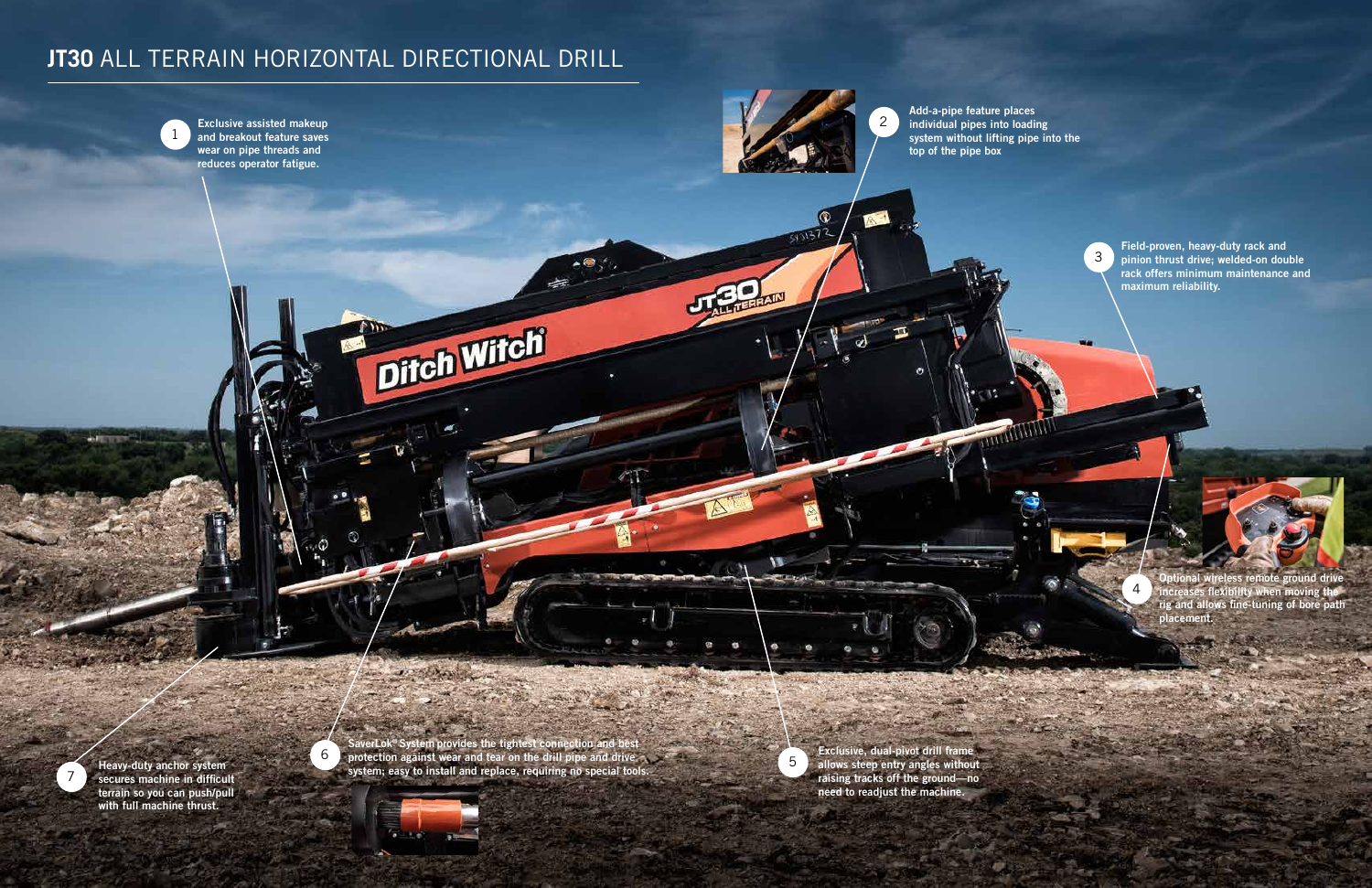# **JT30** ALL TERRAIN HORIZONTAL DIRECTIONAL DRILL

1. Exclusive assisted makeup and breakout feature saves wear on pipe threads and reduces operator fatigue.

2. Add-a-pipe feature places individual pipes into loading system without lifting pipe into the top of the pipe box

3. Field-proven, heavy-duty rack and pinion thrust drive; welded-on double rack offers minimum maintenance and maximum reliability.

4. Optional wireless remote ground drive increases flexibility when moving the rig and allows fine-tuning of bore path placement.

5. Exclusive, dual-pivot drill frame allows steep entry angles without raising tracks off the ground—no need to readjust the machine.

6. SaverLok® System provides the tightest connection and best protection against wear and tear on the drill pipe and drive system; easy to install and replace, requiring no special tools.

7. Heavy-duty anchor system secures machine in difficult terrain so you can push/pull with full machine thrust.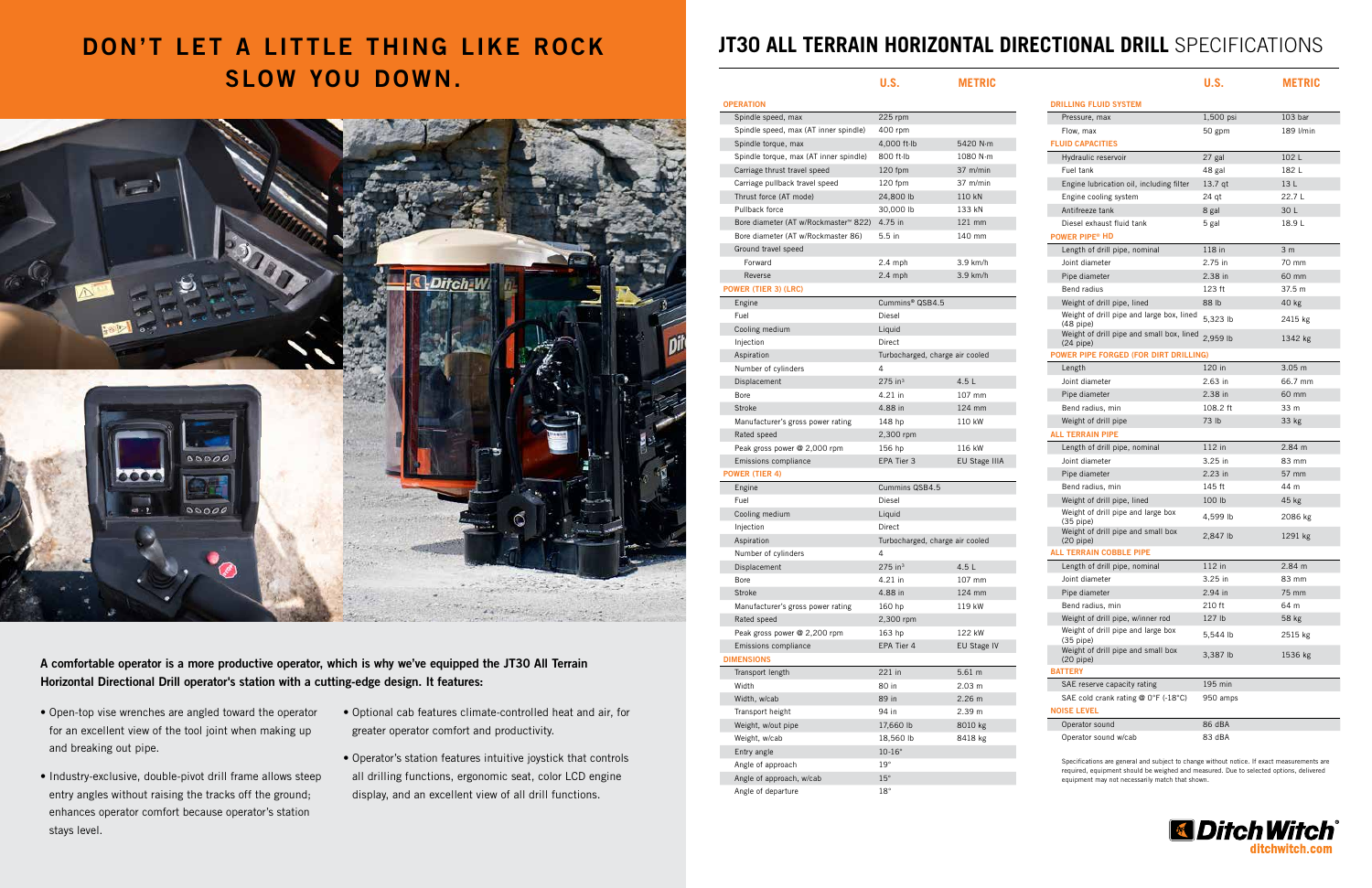# DON'T LET A LITTLE THING LIKE ROCK SLOW YOU DOWN.

**A comfortable operator is a more productive operator, which is why we've equipped the JT30 All Terrain Horizontal Directional Drill operator's station with a cutting-edge design. It features:**

- Open-top vise wrenches are angled toward the operator for an excellent view of the tool joint when making up and breaking out pipe.
- Industry-exclusive, double-pivot drill frame allows steep entry angles without raising the tracks off the ground; enhances operator comfort because operator's station stays level.
- Optional cab features climate-controlled heat and air, for greater operator comfort and productivity.
- Operator's station features intuitive joystick that controls all drilling functions, ergonomic seat, color LCD engine display, and an excellent view of all drill functions.

# JT30 ALL TERRAIN HORIZONTAL DIRECTIONAL DRILL SPECIFICATIONS

| | U.S. | METRIC |
|---|---|---|
| **OPERATION** | | |
| Spindle speed, max | 225 rpm | |
| Spindle speed, max (AT inner spindle) | 400 rpm | |
| Spindle torque, max | 4,000 ft·lb | 5420 N·m |
| Spindle torque, max (AT inner spindle) | 800 ft·lb | 1080 N·m |
| Carriage thrust travel speed | 120 fpm | 37 m/min |
| Carriage pullback travel speed | 120 fpm | 37 m/min |
| Thrust force (AT mode) | 24,800 lb | 110 kN |
| Pullback force | 30,000 lb | 133 kN |
| Bore diameter (AT w/Rockmaster™ 822) | 4.75 in | 121 mm |
| Bore diameter (AT w/Rockmaster 86) | 5.5 in | 140 mm |
| Ground travel speed | | |
| Forward | 2.4 mph | 3.9 km/h |
| Reverse | 2.4 mph | 3.9 km/h |
| **POWER (TIER 3) (LRC)** | | |
| Engine | Cummins® QSB4.5 | |
| Fuel | Diesel | |
| Cooling medium | Liquid | |
| Injection | Direct | |
| Aspiration | Turbocharged, charge air cooled | |
| Number of cylinders | 4 | |
| Displacement | 275 in³ | 4.5 L |
| Bore | 4.21 in | 107 mm |
| Stroke | 4.88 in | 124 mm |
| Manufacturer's gross power rating | 148 hp | 110 kW |
| Rated speed | 2,300 rpm | |
| Peak gross power @ 2,000 rpm | 156 hp | 116 kW |
| Emissions compliance | EPA Tier 3 | EU Stage IIIA |
| **POWER (TIER 4)** | | |
| Engine | Cummins QSB4.5 | |
| Fuel | Diesel | |
| Cooling medium | Liquid | |
| Injection | Direct | |
| Aspiration | Turbocharged, charge air cooled | |
| Number of cylinders | 4 | |
| Displacement | 275 in³ | 4.5 L |
| Bore | 4.21 in | 107 mm |
| Stroke | 4.88 in | 124 mm |
| Manufacturer's gross power rating | 160 hp | 119 kW |
| Rated speed | 2,300 rpm | |
| Peak gross power @ 2,200 rpm | 163 hp | 122 kW |
| Emissions compliance | EPA Tier 4 | EU Stage IV |
| **DIMENSIONS** | | |
| Transport length | 221 in | 5.61 m |
| Width | 80 in | 2.03 m |
| Width, w/cab | 89 in | 2.26 m |
| Transport height | 94 in | 2.39 m |
| Weight, w/out pipe | 17,660 lb | 8010 kg |
| Weight, w/cab | 18,560 lb | 8418 kg |
| Entry angle | 10-16° | |
| Angle of approach | 19° | |
| Angle of approach, w/cab | 15° | |
| Angle of departure | 18° | |

| | U.S. | METRIC |
|---|---|---|
| **DRILLING FLUID SYSTEM** | | |
| Pressure, max | 1,500 psi | 103 bar |
| Flow, max | 50 gpm | 189 l/min |
| **FLUID CAPACITIES** | | |
| Hydraulic reservoir | 27 gal | 102 L |
| Fuel tank | 48 gal | 182 L |
| Engine lubrication oil, including filter | 13.7 qt | 13 L |
| Engine cooling system | 24 qt | 22.7 L |
| Antifreeze tank | 8 gal | 30 L |
| Diesel exhaust fluid tank | 5 gal | 18.9 L |
| **POWER PIPE® HD** | | |
| Length of drill pipe, nominal | 118 in | 3 m |
| Joint diameter | 2.75 in | 70 mm |
| Pipe diameter | 2.38 in | 60 mm |
| Bend radius | 123 ft | 37.5 m |
| Weight of drill pipe, lined | 88 lb | 40 kg |
| Weight of drill pipe and large box, lined (48 pipe) | 5,323 lb | 2415 kg |
| Weight of drill pipe and small box, lined (24 pipe) | 2,959 lb | 1342 kg |
| **POWER PIPE FORGED (FOR DIRT DRILLING)** | | |
| Length | 120 in | 3.05 m |
| Joint diameter | 2.63 in | 66.7 mm |
| Pipe diameter | 2.38 in | 60 mm |
| Bend radius, min | 108.2 ft | 33 m |
| Weight of drill pipe | 73 lb | 33 kg |
| **ALL TERRAIN PIPE** | | |
| Length of drill pipe, nominal | 112 in | 2.84 m |
| Joint diameter | 3.25 in | 83 mm |
| Pipe diameter | 2.23 in | 57 mm |
| Bend radius, min | 145 ft | 44 m |
| Weight of drill pipe, lined | 100 lb | 45 kg |
| Weight of drill pipe and large box (35 pipe) | 4,599 lb | 2086 kg |
| Weight of drill pipe and small box (20 pipe) | 2,847 lb | 1291 kg |
| **ALL TERRAIN COBBLE PIPE** | | |
| Length of drill pipe, nominal | 112 in | 2.84 m |
| Joint diameter | 3.25 in | 83 mm |
| Pipe diameter | 2.94 in | 75 mm |
| Bend radius, min | 210 ft | 64 m |
| Weight of drill pipe, w/inner rod | 127 lb | 58 kg |
| Weight of drill pipe and large box (35 pipe) | 5,544 lb | 2515 kg |
| Weight of drill pipe and small box (20 pipe) | 3,387 lb | 1536 kg |
| **BATTERY** | | |
| SAE reserve capacity rating | 195 min | |
| SAE cold crank rating @ 0°F (-18°C) | 950 amps | |
| **NOISE LEVEL** | | |
| Operator sound | 86 dBA | |
| Operator sound w/cab | 83 dBA | |

Specifications are general and subject to change without notice. If exact measurements are required, equipment should be weighed and measured. Due to selected options, delivered equipment may not necessarily match that shown.

Ditch Witch®
ditchwitch.com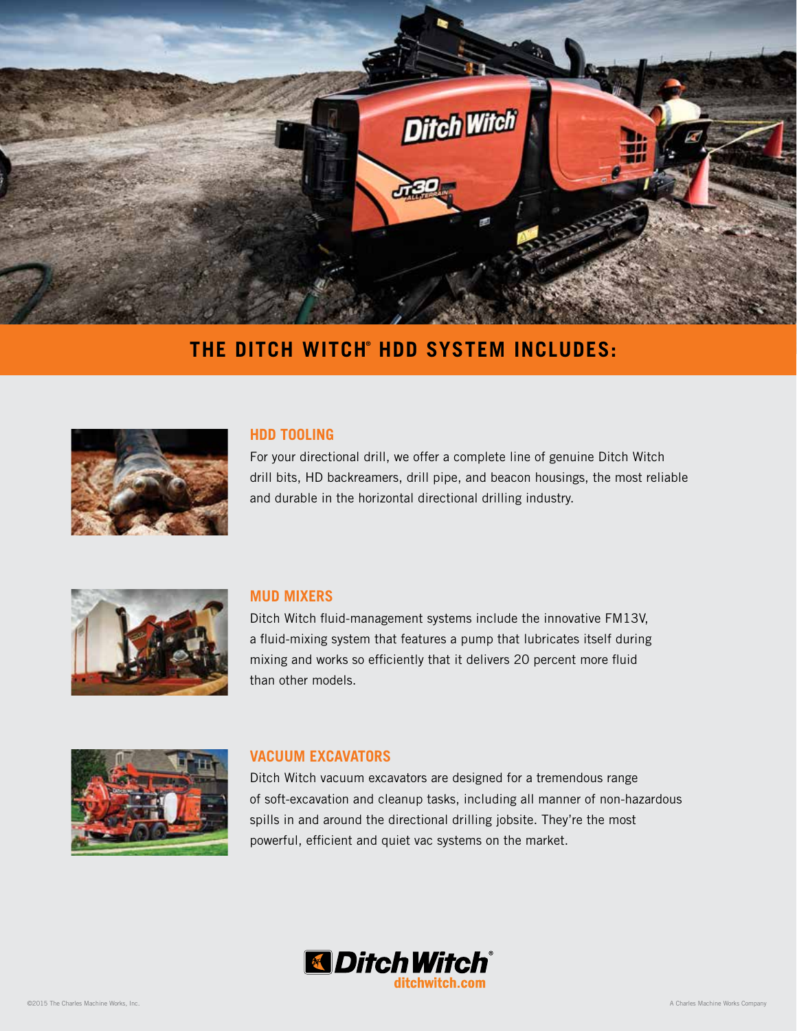# THE DITCH WITCH® HDD SYSTEM INCLUDES:

### HDD TOOLING

For your directional drill, we offer a complete line of genuine Ditch Witch drill bits, HD backreamers, drill pipe, and beacon housings, the most reliable and durable in the horizontal directional drilling industry.

### MUD MIXERS

Ditch Witch fluid-management systems include the innovative FM13V, a fluid-mixing system that features a pump that lubricates itself during mixing and works so efficiently that it delivers 20 percent more fluid than other models.

### VACUUM EXCAVATORS

Ditch Witch vacuum excavators are designed for a tremendous range of soft-excavation and cleanup tasks, including all manner of non-hazardous spills in and around the directional drilling jobsite. They're the most powerful, efficient and quiet vac systems on the market.

Ditch Witch®
ditchwitch.com

©2015 The Charles Machine Works, Inc.

A Charles Machine Works Company